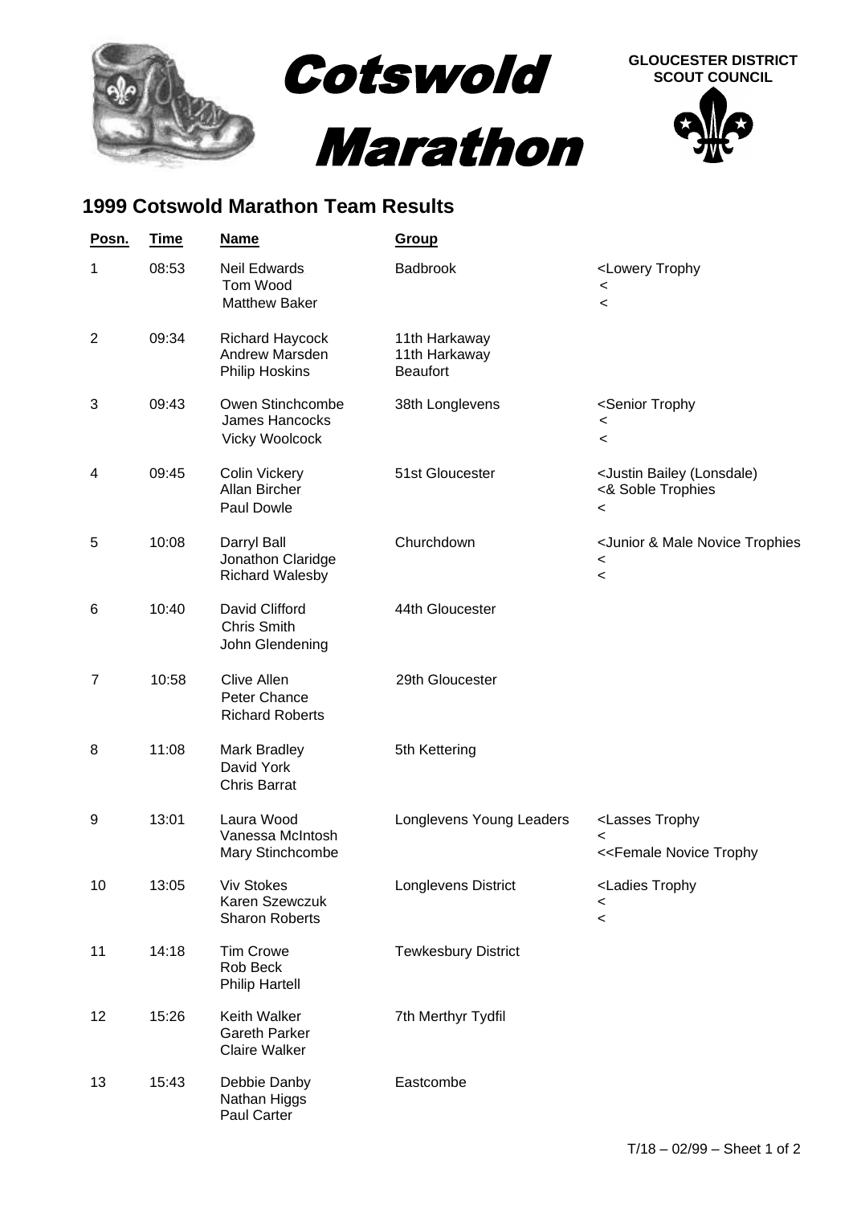# Cotswold Marathon

**GLOUCESTER DISTRICT SCOUT COUNCIL**

## 1999 Cotswold Marathon Team Results

| Posn. | Time | Name | Group | |
|---|---|---|---|---|
| 1 | 08:53 | Neil Edwards<br>Tom Wood<br>Matthew Baker | Badbrook | <Lowery Trophy<br><<br>< |
| 2 | 09:34 | Richard Haycock<br>Andrew Marsden<br>Philip Hoskins | 11th Harkaway<br>11th Harkaway<br>Beaufort | |
| 3 | 09:43 | Owen Stinchcombe<br>James Hancocks<br>Vicky Woolcock | 38th Longlevens | <Senior Trophy<br><<br>< |
| 4 | 09:45 | Colin Vickery<br>Allan Bircher<br>Paul Dowle | 51st Gloucester | <Justin Bailey (Lonsdale)<br><& Soble Trophies<br>< |
| 5 | 10:08 | Darryl Ball<br>Jonathon Claridge<br>Richard Walesby | Churchdown | <Junior & Male Novice Trophies<br><<br>< |
| 6 | 10:40 | David Clifford<br>Chris Smith<br>John Glendening | 44th Gloucester | |
| 7 | 10:58 | Clive Allen<br>Peter Chance<br>Richard Roberts | 29th Gloucester | |
| 8 | 11:08 | Mark Bradley<br>David York<br>Chris Barrat | 5th Kettering | |
| 9 | 13:01 | Laura Wood<br>Vanessa McIntosh<br>Mary Stinchcombe | Longlevens Young Leaders | <Lasses Trophy<br><<br><<Female Novice Trophy |
| 10 | 13:05 | Viv Stokes<br>Karen Szewczuk<br>Sharon Roberts | Longlevens District | <Ladies Trophy<br><<br>< |
| 11 | 14:18 | Tim Crowe<br>Rob Beck<br>Philip Hartell | Tewkesbury District | |
| 12 | 15:26 | Keith Walker<br>Gareth Parker<br>Claire Walker | 7th Merthyr Tydfil | |
| 13 | 15:43 | Debbie Danby<br>Nathan Higgs<br>Paul Carter | Eastcombe | |

T/18 – 02/99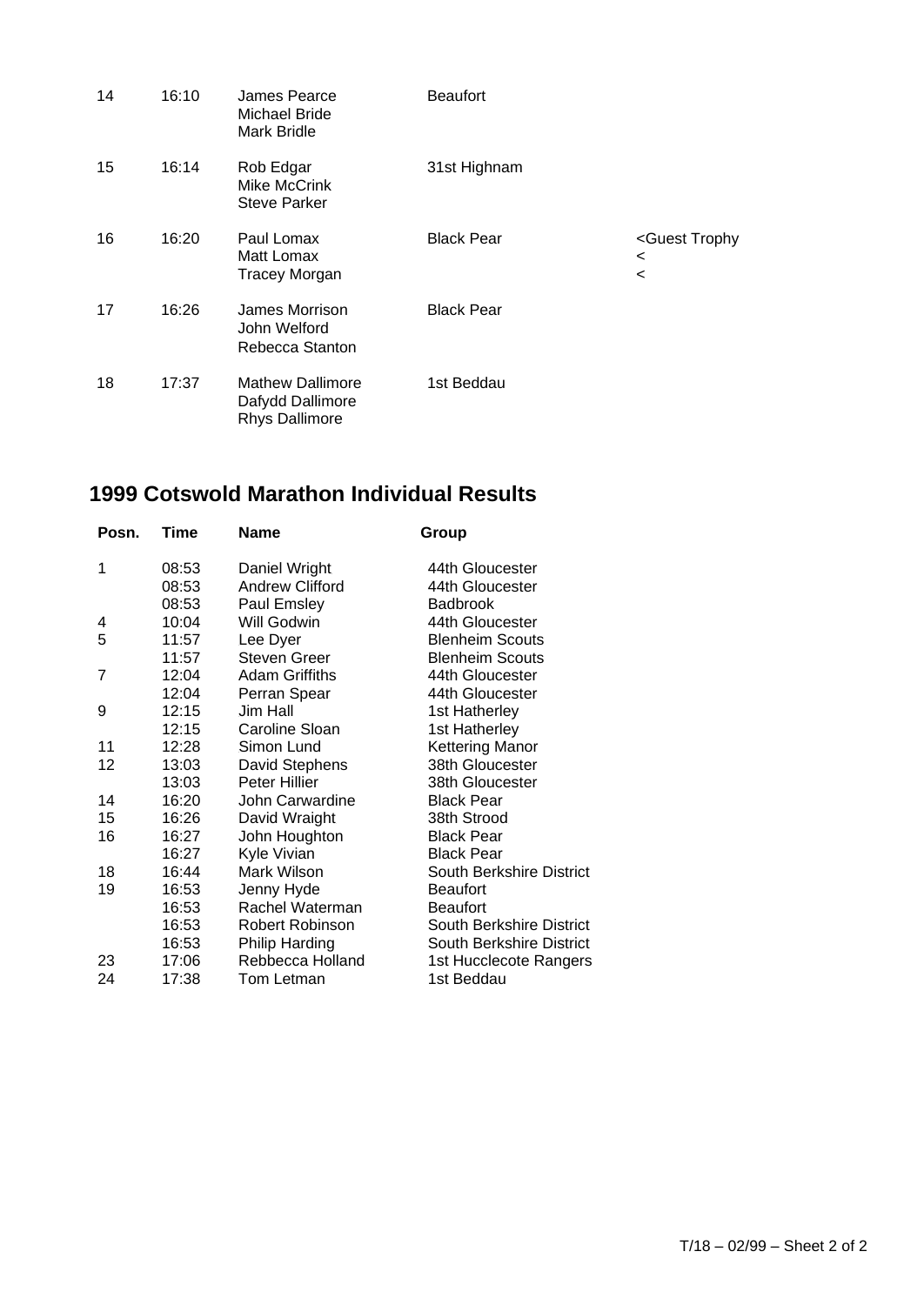| | | | | |
|---|---|---|---|---|
| 14 | 16:10 | James Pearce<br>Michael Bride<br>Mark Bridle | Beaufort | |
| 15 | 16:14 | Rob Edgar<br>Mike McCrink<br>Steve Parker | 31st Highnam | |
| 16 | 16:20 | Paul Lomax<br>Matt Lomax<br>Tracey Morgan | Black Pear | <Guest Trophy<br><<br>< |
| 17 | 16:26 | James Morrison<br>John Welford<br>Rebecca Stanton | Black Pear | |
| 18 | 17:37 | Mathew Dallimore<br>Dafydd Dallimore<br>Rhys Dallimore | 1st Beddau | |

## 1999 Cotswold Marathon Individual Results

| Posn. | Time | Name | Group |
|---|---|---|---|
| 1 | 08:53 | Daniel Wright | 44th Gloucester |
| | 08:53 | Andrew Clifford | 44th Gloucester |
| | 08:53 | Paul Emsley | Badbrook |
| 4 | 10:04 | Will Godwin | 44th Gloucester |
| 5 | 11:57 | Lee Dyer | Blenheim Scouts |
| | 11:57 | Steven Greer | Blenheim Scouts |
| 7 | 12:04 | Adam Griffiths | 44th Gloucester |
| | 12:04 | Perran Spear | 44th Gloucester |
| 9 | 12:15 | Jim Hall | 1st Hatherley |
| | 12:15 | Caroline Sloan | 1st Hatherley |
| 11 | 12:28 | Simon Lund | Kettering Manor |
| 12 | 13:03 | David Stephens | 38th Gloucester |
| | 13:03 | Peter Hillier | 38th Gloucester |
| 14 | 16:20 | John Carwardine | Black Pear |
| 15 | 16:26 | David Wraight | 38th Strood |
| 16 | 16:27 | John Houghton | Black Pear |
| | 16:27 | Kyle Vivian | Black Pear |
| 18 | 16:44 | Mark Wilson | South Berkshire District |
| 19 | 16:53 | Jenny Hyde | Beaufort |
| | 16:53 | Rachel Waterman | Beaufort |
| | 16:53 | Robert Robinson | South Berkshire District |
| | 16:53 | Philip Harding | South Berkshire District |
| 23 | 17:06 | Rebbecca Holland | 1st Hucclecote Rangers |
| 24 | 17:38 | Tom Letman | 1st Beddau |

T/18 – 02/99 – Sheet 2 of 2